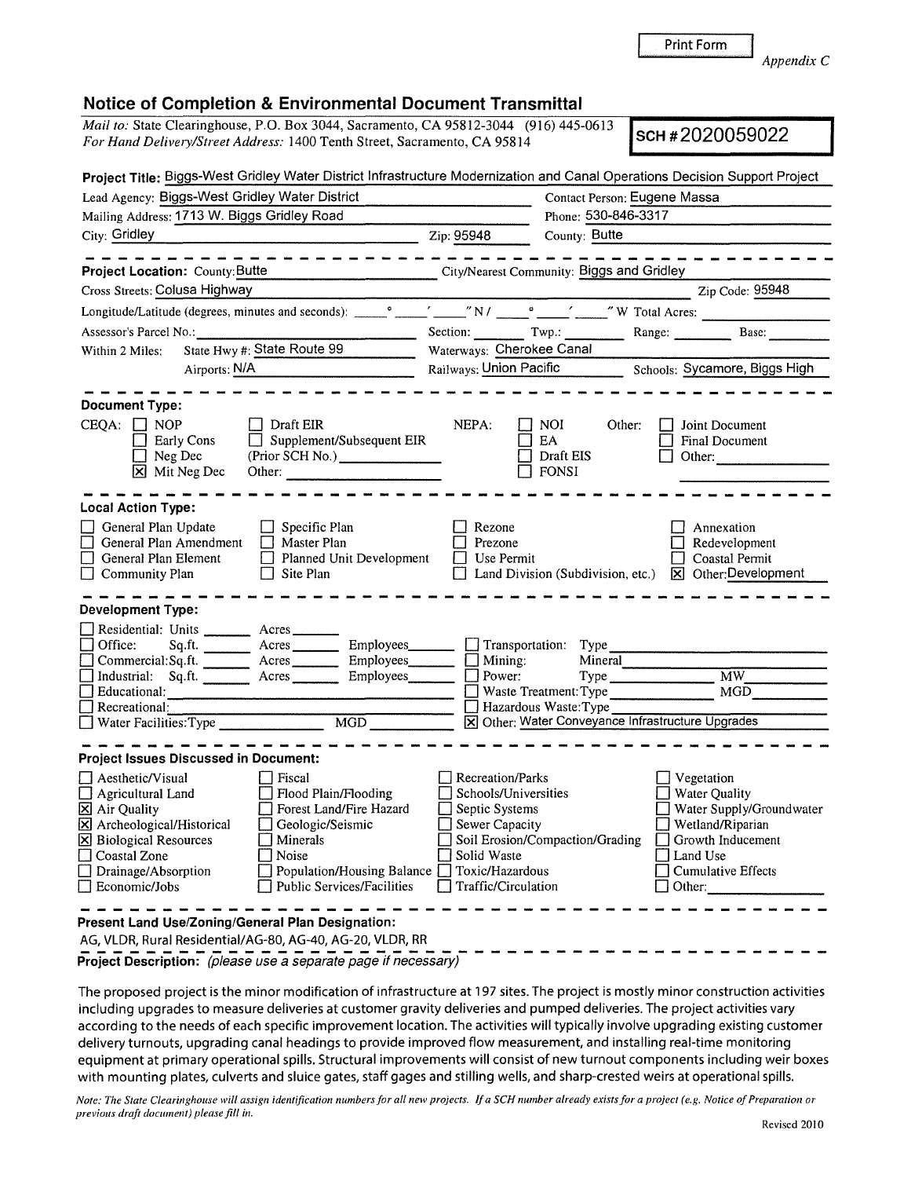Print Form

*Appendix C*

## Notice of Completion & Environmental Document Transmittal

*Mail to:* State Clearinghouse, P.O. Box 3044, Sacramento, CA 95812-3044 (916) 445-0613
*For Hand Delivery/Street Address:* 1400 Tenth Street, Sacramento, CA 95814

**SCH # 2020059022**

**Project Title:** Biggs-West Gridley Water District Infrastructure Modernization and Canal Operations Decision Support Project

Lead Agency: Biggs-West Gridley Water District
Contact Person: Eugene Massa
Mailing Address: 1713 W. Biggs Gridley Road
Phone: 530-846-3317
City: Gridley
Zip: 95948
County: Butte

---

**Project Location:** County: Butte
City/Nearest Community: Biggs and Gridley
Cross Streets: Colusa Highway
Zip Code: 95948
Longitude/Latitude (degrees, minutes and seconds): \_\_\_° \_\_\_′ \_\_\_″ N / \_\_\_° \_\_\_′ \_\_\_″ W Total Acres: \_\_\_
Assessor's Parcel No.: \_\_\_ Section: \_\_\_ Twp.: \_\_\_ Range: \_\_\_ Base: \_\_\_
Within 2 Miles: State Hwy #: State Route 99 Waterways: Cherokee Canal
Airports: N/A Railways: Union Pacific Schools: Sycamore, Biggs High

---

**Document Type:**

CEQA:
- ☐ NOP
- ☐ Early Cons
- ☐ Neg Dec
- ☒ Mit Neg Dec
- ☐ Draft EIR
- ☐ Supplement/Subsequent EIR (Prior SCH No.) \_\_\_
- Other: \_\_\_

NEPA:
- ☐ NOI
- ☐ EA
- ☐ Draft EIS
- ☐ FONSI

Other:
- ☐ Joint Document
- ☐ Final Document
- ☐ Other: \_\_\_

---

**Local Action Type:**

- ☐ General Plan Update
- ☐ General Plan Amendment
- ☐ General Plan Element
- ☐ Community Plan
- ☐ Specific Plan
- ☐ Master Plan
- ☐ Planned Unit Development
- ☐ Site Plan
- ☐ Rezone
- ☐ Prezone
- ☐ Use Permit
- ☐ Land Division (Subdivision, etc.)
- ☐ Annexation
- ☐ Redevelopment
- ☐ Coastal Permit
- ☒ Other: Development

---

**Development Type:**

- ☐ Residential: Units \_\_\_ Acres \_\_\_
- ☐ Office: Sq.ft. \_\_\_ Acres \_\_\_ Employees \_\_\_
- ☐ Commercial: Sq.ft. \_\_\_ Acres \_\_\_ Employees \_\_\_
- ☐ Industrial: Sq.ft. \_\_\_ Acres \_\_\_ Employees \_\_\_
- ☐ Educational: \_\_\_
- ☐ Recreational: \_\_\_
- ☐ Water Facilities: Type \_\_\_ MGD \_\_\_
- ☐ Transportation: Type \_\_\_
- ☐ Mining: Mineral \_\_\_
- ☐ Power: Type \_\_\_ MW \_\_\_
- ☐ Waste Treatment: Type \_\_\_ MGD \_\_\_
- ☐ Hazardous Waste: Type \_\_\_
- ☒ Other: Water Conveyance Infrastructure Upgrades

---

**Project Issues Discussed in Document:**

- ☐ Aesthetic/Visual
- ☐ Agricultural Land
- ☒ Air Quality
- ☒ Archeological/Historical
- ☒ Biological Resources
- ☐ Coastal Zone
- ☐ Drainage/Absorption
- ☐ Economic/Jobs
- ☐ Fiscal
- ☐ Flood Plain/Flooding
- ☐ Forest Land/Fire Hazard
- ☐ Geologic/Seismic
- ☐ Minerals
- ☐ Noise
- ☐ Population/Housing Balance
- ☐ Public Services/Facilities
- ☐ Recreation/Parks
- ☐ Schools/Universities
- ☐ Septic Systems
- ☐ Sewer Capacity
- ☐ Soil Erosion/Compaction/Grading
- ☐ Solid Waste
- ☐ Toxic/Hazardous
- ☐ Traffic/Circulation
- ☐ Vegetation
- ☐ Water Quality
- ☐ Water Supply/Groundwater
- ☐ Wetland/Riparian
- ☐ Growth Inducement
- ☐ Land Use
- ☐ Cumulative Effects
- ☐ Other: \_\_\_

---

**Present Land Use/Zoning/General Plan Designation:**

AG, VLDR, Rural Residential/AG-80, AG-40, AG-20, VLDR, RR

---

**Project Description:** *(please use a separate page if necessary)*

The proposed project is the minor modification of infrastructure at 197 sites. The project is mostly minor construction activities including upgrades to measure deliveries at customer gravity deliveries and pumped deliveries. The project activities vary according to the needs of each specific improvement location. The activities will typically involve upgrading existing customer delivery turnouts, upgrading canal headings to provide improved flow measurement, and installing real-time monitoring equipment at primary operational spills. Structural improvements will consist of new turnout components including weir boxes with mounting plates, culverts and sluice gates, staff gages and stilling wells, and sharp-crested weirs at operational spills.

*Note: The State Clearinghouse will assign identification numbers for all new projects. If a SCH number already exists for a project (e.g. Notice of Preparation or previous draft document) please fill in.*

Revised 2010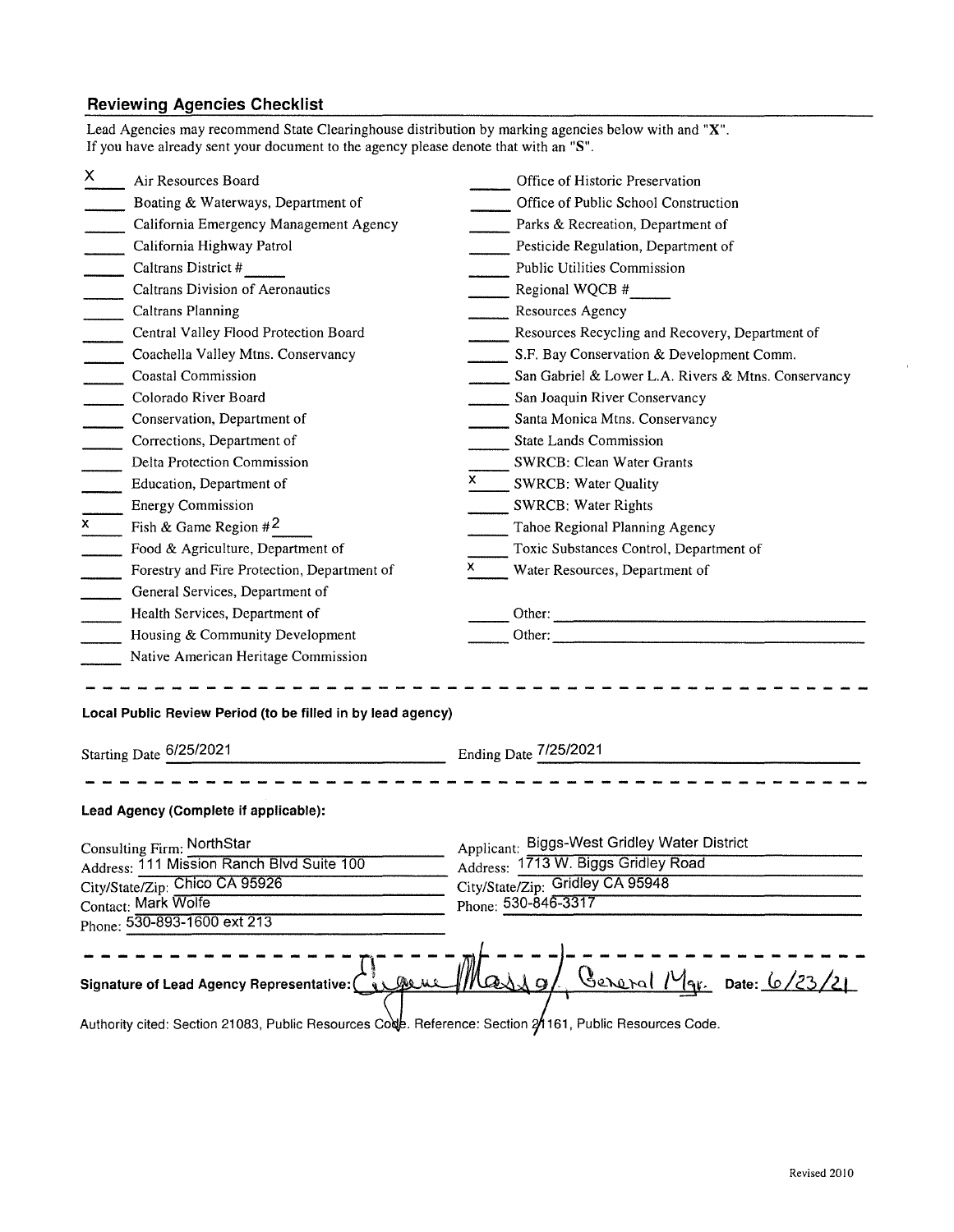## Reviewing Agencies Checklist

Lead Agencies may recommend State Clearinghouse distribution by marking agencies below with and "**X**".
If you have already sent your document to the agency please denote that with an "**S**".

- X Air Resources Board
- ___ Boating & Waterways, Department of
- ___ California Emergency Management Agency
- ___ California Highway Patrol
- ___ Caltrans District # ___
- ___ Caltrans Division of Aeronautics
- ___ Caltrans Planning
- ___ Central Valley Flood Protection Board
- ___ Coachella Valley Mtns. Conservancy
- ___ Coastal Commission
- ___ Colorado River Board
- ___ Conservation, Department of
- ___ Corrections, Department of
- ___ Delta Protection Commission
- ___ Education, Department of
- ___ Energy Commission
- X Fish & Game Region # 2
- ___ Food & Agriculture, Department of
- ___ Forestry and Fire Protection, Department of
- ___ General Services, Department of
- ___ Health Services, Department of
- ___ Housing & Community Development
- ___ Native American Heritage Commission
- ___ Office of Historic Preservation
- ___ Office of Public School Construction
- ___ Parks & Recreation, Department of
- ___ Pesticide Regulation, Department of
- ___ Public Utilities Commission
- ___ Regional WQCB # ___
- ___ Resources Agency
- ___ Resources Recycling and Recovery, Department of
- ___ S.F. Bay Conservation & Development Comm.
- ___ San Gabriel & Lower L.A. Rivers & Mtns. Conservancy
- ___ San Joaquin River Conservancy
- ___ Santa Monica Mtns. Conservancy
- ___ State Lands Commission
- ___ SWRCB: Clean Water Grants
- X SWRCB: Water Quality
- ___ SWRCB: Water Rights
- ___ Tahoe Regional Planning Agency
- ___ Toxic Substances Control, Department of
- X Water Resources, Department of
- ___ Other: ___
- ___ Other: ___

---

**Local Public Review Period (to be filled in by lead agency)**

Starting Date 6/25/2021 &nbsp;&nbsp;&nbsp; Ending Date 7/25/2021

---

**Lead Agency (Complete if applicable):**

Consulting Firm: NorthStar
Address: 111 Mission Ranch Blvd Suite 100
City/State/Zip: Chico CA 95926
Contact: Mark Wolfe
Phone: 530-893-1600 ext 213

Applicant: Biggs-West Gridley Water District
Address: 1713 W. Biggs Gridley Road
City/State/Zip: Gridley CA 95948
Phone: 530-846-3317

---

**Signature of Lead Agency Representative:** Eugene Massa, General Mgr. **Date:** 6/23/21

Authority cited: Section 21083, Public Resources Code. Reference: Section 21161, Public Resources Code.

Revised 2010